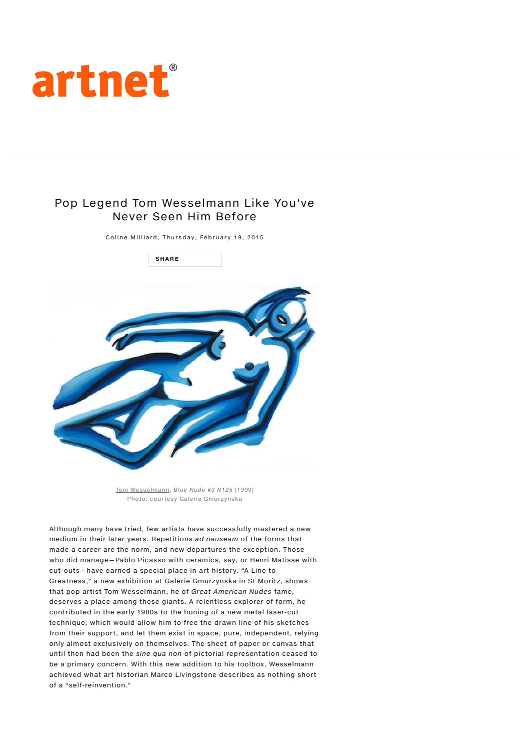artnet®

# Pop Legend Tom Wesselmann Like You've Never Seen Him Before

Coline Milliard, Thursday, February 19, 2015

SHARE

Tom Wesselmann, *Blue Nude #3 N125* (1999)
Photo: courtesy Galerie Gmurzynska

Although many have tried, few artists have successfully mastered a new medium in their later years. Repetitions *ad nauseam* of the forms that made a career are the norm, and new departures the exception. Those who did manage—Pablo Picasso with ceramics, say, or Henri Matisse with cut-outs—have earned a special place in art history. "A Line to Greatness," a new exhibition at Galerie Gmurzynska in St Moritz, shows that pop artist Tom Wesselmann, he of *Great American Nudes* fame, deserves a place among these giants. A relentless explorer of form, he contributed in the early 1980s to the honing of a new metal laser-cut technique, which would allow him to free the drawn line of his sketches from their support, and let them exist in space, pure, independent, relying only almost exclusively on themselves. The sheet of paper or canvas that until then had been the *sine qua non* of pictorial representation ceased to be a primary concern. With this new addition to his toolbox, Wesselmann achieved what art historian Marco Livingstone describes as nothing short of a "self-reinvention."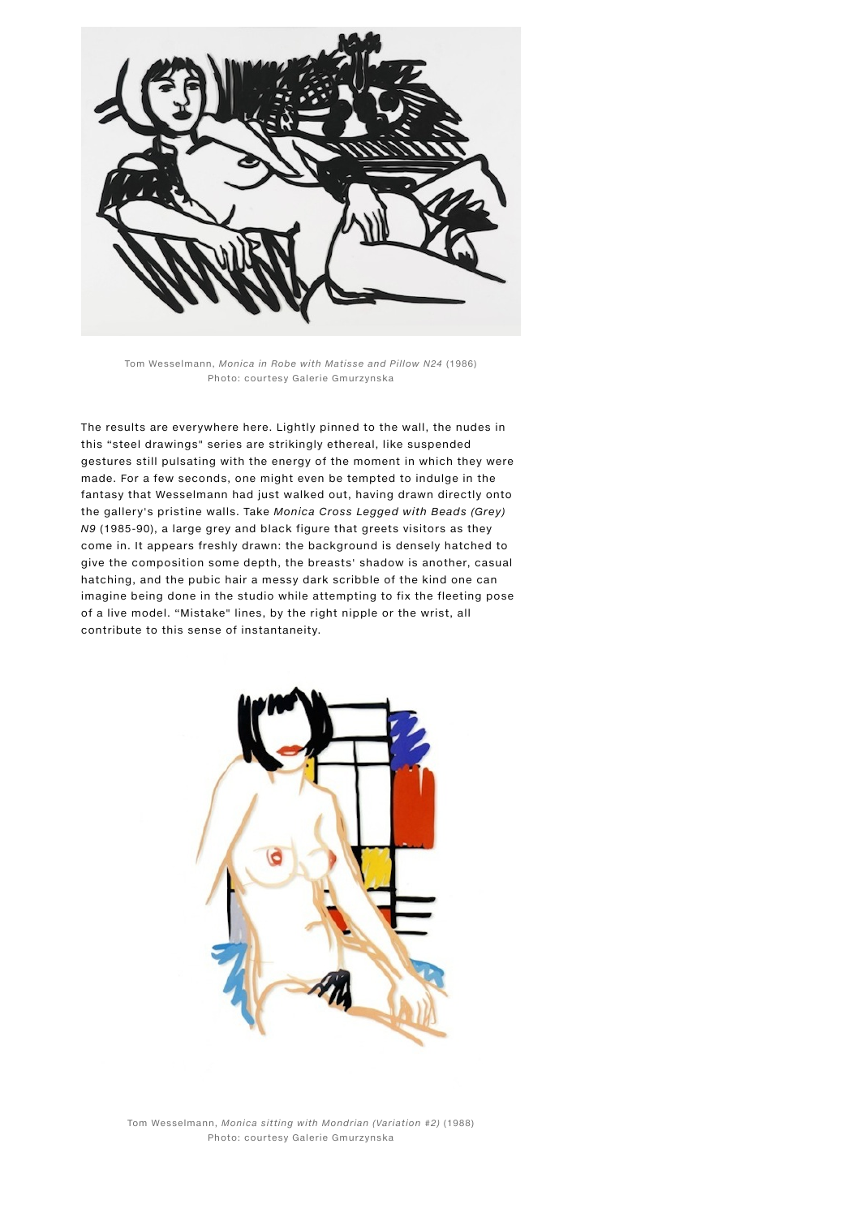Tom Wesselmann, *Monica in Robe with Matisse and Pillow N24* (1986)
Photo: courtesy Galerie Gmurzynska

The results are everywhere here. Lightly pinned to the wall, the nudes in this "steel drawings" series are strikingly ethereal, like suspended gestures still pulsating with the energy of the moment in which they were made. For a few seconds, one might even be tempted to indulge in the fantasy that Wesselmann had just walked out, having drawn directly onto the gallery's pristine walls. Take *Monica Cross Legged with Beads (Grey) N9* (1985-90), a large grey and black figure that greets visitors as they come in. It appears freshly drawn: the background is densely hatched to give the composition some depth, the breasts' shadow is another, casual hatching, and the pubic hair a messy dark scribble of the kind one can imagine being done in the studio while attempting to fix the fleeting pose of a live model. "Mistake" lines, by the right nipple or the wrist, all contribute to this sense of instantaneity.

Tom Wesselmann, *Monica sitting with Mondrian (Variation #2)* (1988)
Photo: courtesy Galerie Gmurzynska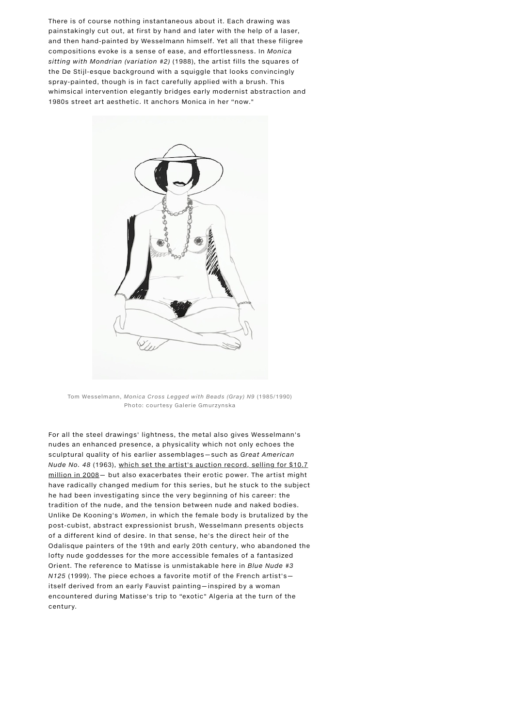There is of course nothing instantaneous about it. Each drawing was painstakingly cut out, at first by hand and later with the help of a laser, and then hand-painted by Wesselmann himself. Yet all that these filigree compositions evoke is a sense of ease, and effortlessness. In *Monica sitting with Mondrian (variation #2)* (1988), the artist fills the squares of the De Stijl-esque background with a squiggle that looks convincingly spray-painted, though is in fact carefully applied with a brush. This whimsical intervention elegantly bridges early modernist abstraction and 1980s street art aesthetic. It anchors Monica in her "now."

Tom Wesselmann, *Monica Cross Legged with Beads (Gray) N9* (1985/1990)
Photo: courtesy Galerie Gmurzynska

For all the steel drawings' lightness, the metal also gives Wesselmann's nudes an enhanced presence, a physicality which not only echoes the sculptural quality of his earlier assemblages—such as *Great American Nude No. 48* (1963), which set the artist's auction record, selling for $10.7 million in 2008— but also exacerbates their erotic power. The artist might have radically changed medium for this series, but he stuck to the subject he had been investigating since the very beginning of his career: the tradition of the nude, and the tension between nude and naked bodies. Unlike De Kooning's *Women*, in which the female body is brutalized by the post-cubist, abstract expressionist brush, Wesselmann presents objects of a different kind of desire. In that sense, he's the direct heir of the Odalisque painters of the 19th and early 20th century, who abandoned the lofty nude goddesses for the more accessible females of a fantasized Orient. The reference to Matisse is unmistakable here in *Blue Nude #3 N125* (1999). The piece echoes a favorite motif of the French artist's—itself derived from an early Fauvist painting—inspired by a woman encountered during Matisse's trip to "exotic" Algeria at the turn of the century.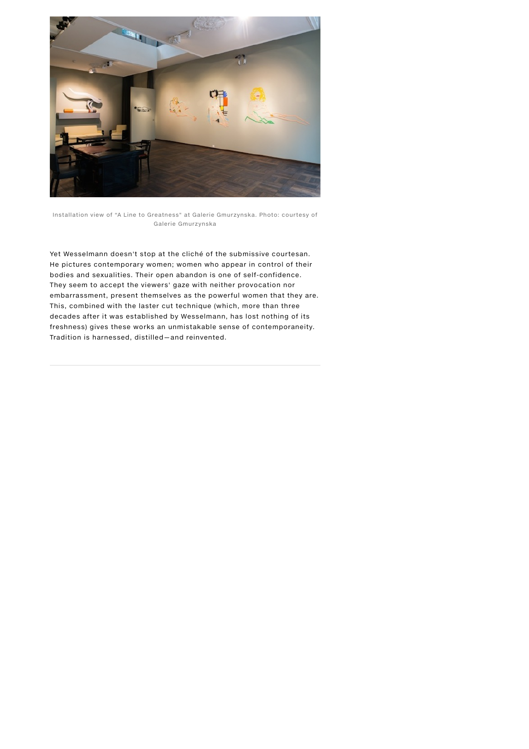Installation view of “A Line to Greatness" at Galerie Gmurzynska. Photo: courtesy of Galerie Gmurzynska

Yet Wesselmann doesn't stop at the cliché of the submissive courtesan. He pictures contemporary women; women who appear in control of their bodies and sexualities. Their open abandon is one of self-confidence. They seem to accept the viewers' gaze with neither provocation nor embarrassment, present themselves as the powerful women that they are. This, combined with the laster cut technique (which, more than three decades after it was established by Wesselmann, has lost nothing of its freshness) gives these works an unmistakable sense of contemporaneity. Tradition is harnessed, distilled—and reinvented.